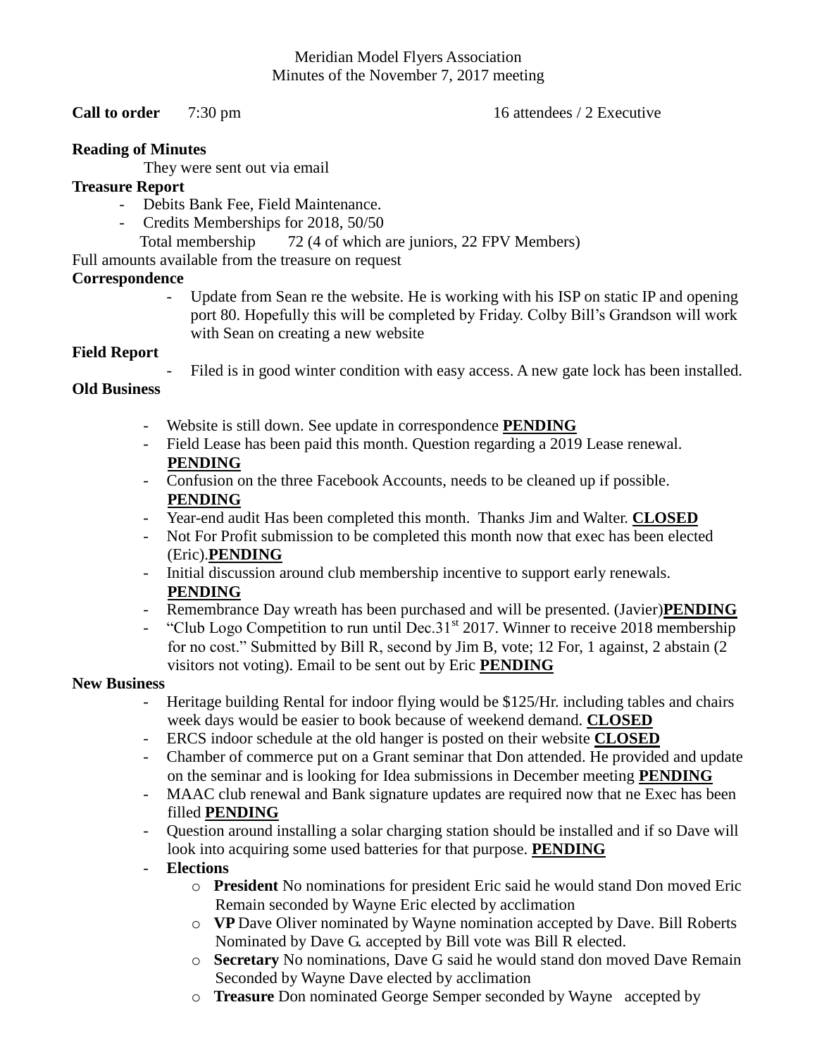Meridian Model Flyers Association
Minutes of the November 7, 2017 meeting

**Call to order** 7:30 pm 16 attendees / 2 Executive

**Reading of Minutes**

They were sent out via email

**Treasure Report**

- Debits Bank Fee, Field Maintenance.
- Credits Memberships for 2018, 50/50

Total membership 72 (4 of which are juniors, 22 FPV Members)

Full amounts available from the treasure on request

**Correspondence**

- Update from Sean re the website. He is working with his ISP on static IP and opening port 80. Hopefully this will be completed by Friday. Colby Bill's Grandson will work with Sean on creating a new website

**Field Report**

- Filed is in good winter condition with easy access. A new gate lock has been installed.

**Old Business**

- Website is still down. See update in correspondence **PENDING**
- Field Lease has been paid this month. Question regarding a 2019 Lease renewal. **PENDING**
- Confusion on the three Facebook Accounts, needs to be cleaned up if possible. **PENDING**
- Year-end audit Has been completed this month. Thanks Jim and Walter. **CLOSED**
- Not For Profit submission to be completed this month now that exec has been elected (Eric).**PENDING**
- Initial discussion around club membership incentive to support early renewals. **PENDING**
- Remembrance Day wreath has been purchased and will be presented. (Javier)**PENDING**
- "Club Logo Competition to run until Dec.31st 2017. Winner to receive 2018 membership for no cost." Submitted by Bill R, second by Jim B, vote; 12 For, 1 against, 2 abstain (2 visitors not voting). Email to be sent out by Eric **PENDING**

**New Business**

- Heritage building Rental for indoor flying would be $125/Hr. including tables and chairs week days would be easier to book because of weekend demand. **CLOSED**
- ERCS indoor schedule at the old hanger is posted on their website **CLOSED**
- Chamber of commerce put on a Grant seminar that Don attended. He provided and update on the seminar and is looking for Idea submissions in December meeting **PENDING**
- MAAC club renewal and Bank signature updates are required now that ne Exec has been filled **PENDING**
- Question around installing a solar charging station should be installed and if so Dave will look into acquiring some used batteries for that purpose. **PENDING**
- **Elections**
  - **President** No nominations for president Eric said he would stand Don moved Eric Remain seconded by Wayne Eric elected by acclimation
  - **VP** Dave Oliver nominated by Wayne nomination accepted by Dave. Bill Roberts Nominated by Dave G. accepted by Bill vote was Bill R elected.
  - **Secretary** No nominations, Dave G said he would stand don moved Dave Remain Seconded by Wayne Dave elected by acclimation
  - **Treasure** Don nominated George Semper seconded by Wayne accepted by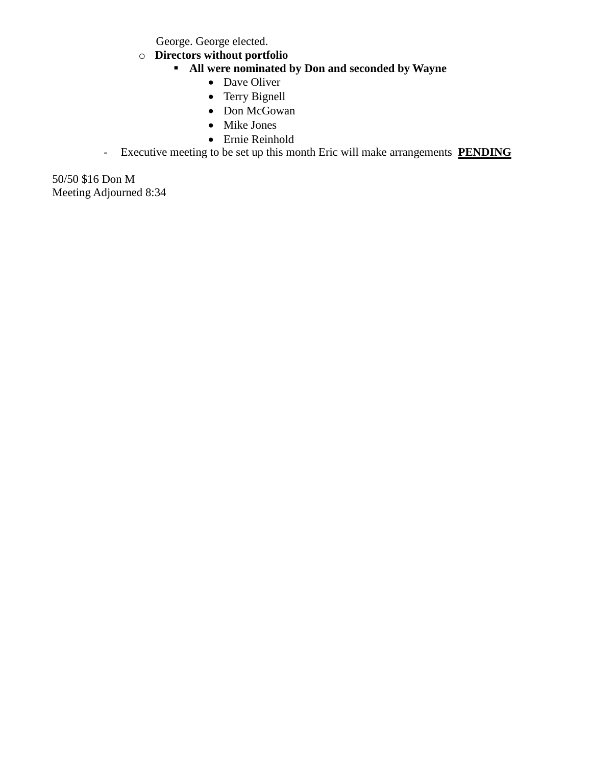George. George elected.

- **Directors without portfolio**
  - **All were nominated by Don and seconded by Wayne**
    - Dave Oliver
    - Terry Bignell
    - Don McGowan
    - Mike Jones
    - Ernie Reinhold

- Executive meeting to be set up this month Eric will make arrangements **PENDING**

50/50 $16 Don M
Meeting Adjourned 8:34